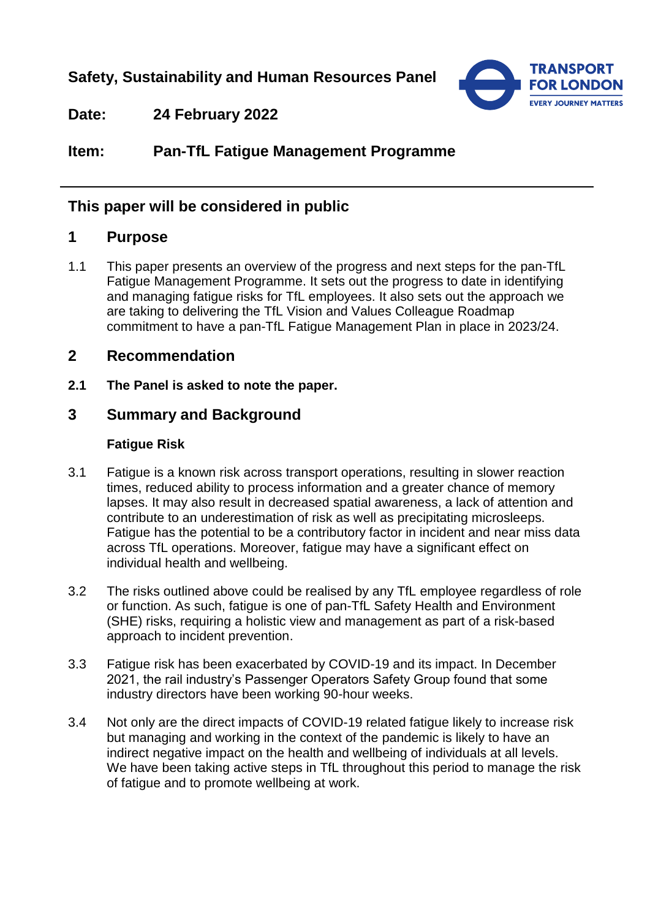**Safety, Sustainability and Human Resources Panel**

**Date:** 24 February 2022

**Item:** Pan-TfL Fatigue Management Programme

---

## This paper will be considered in public

## 1 Purpose

1.1 This paper presents an overview of the progress and next steps for the pan-TfL Fatigue Management Programme. It sets out the progress to date in identifying and managing fatigue risks for TfL employees. It also sets out the approach we are taking to delivering the TfL Vision and Values Colleague Roadmap commitment to have a pan-TfL Fatigue Management Plan in place in 2023/24.

## 2 Recommendation

**2.1 The Panel is asked to note the paper.**

## 3 Summary and Background

### Fatigue Risk

3.1 Fatigue is a known risk across transport operations, resulting in slower reaction times, reduced ability to process information and a greater chance of memory lapses. It may also result in decreased spatial awareness, a lack of attention and contribute to an underestimation of risk as well as precipitating microsleeps. Fatigue has the potential to be a contributory factor in incident and near miss data across TfL operations. Moreover, fatigue may have a significant effect on individual health and wellbeing.

3.2 The risks outlined above could be realised by any TfL employee regardless of role or function. As such, fatigue is one of pan-TfL Safety Health and Environment (SHE) risks, requiring a holistic view and management as part of a risk-based approach to incident prevention.

3.3 Fatigue risk has been exacerbated by COVID-19 and its impact. In December 2021, the rail industry's Passenger Operators Safety Group found that some industry directors have been working 90-hour weeks.

3.4 Not only are the direct impacts of COVID-19 related fatigue likely to increase risk but managing and working in the context of the pandemic is likely to have an indirect negative impact on the health and wellbeing of individuals at all levels. We have been taking active steps in TfL throughout this period to manage the risk of fatigue and to promote wellbeing at work.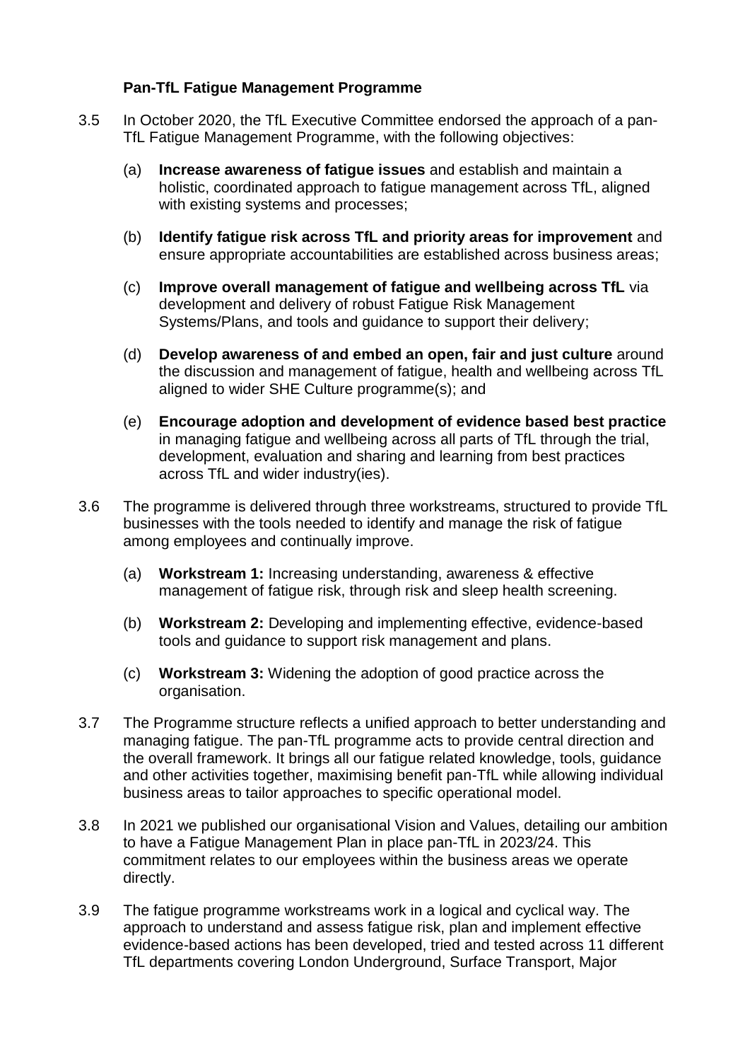### Pan-TfL Fatigue Management Programme

3.5 In October 2020, the TfL Executive Committee endorsed the approach of a pan-TfL Fatigue Management Programme, with the following objectives:

   (a) **Increase awareness of fatigue issues** and establish and maintain a holistic, coordinated approach to fatigue management across TfL, aligned with existing systems and processes;

   (b) **Identify fatigue risk across TfL and priority areas for improvement** and ensure appropriate accountabilities are established across business areas;

   (c) **Improve overall management of fatigue and wellbeing across TfL** via development and delivery of robust Fatigue Risk Management Systems/Plans, and tools and guidance to support their delivery;

   (d) **Develop awareness of and embed an open, fair and just culture** around the discussion and management of fatigue, health and wellbeing across TfL aligned to wider SHE Culture programme(s); and

   (e) **Encourage adoption and development of evidence based best practice** in managing fatigue and wellbeing across all parts of TfL through the trial, development, evaluation and sharing and learning from best practices across TfL and wider industry(ies).

3.6 The programme is delivered through three workstreams, structured to provide TfL businesses with the tools needed to identify and manage the risk of fatigue among employees and continually improve.

   (a) **Workstream 1:** Increasing understanding, awareness & effective management of fatigue risk, through risk and sleep health screening.

   (b) **Workstream 2:** Developing and implementing effective, evidence-based tools and guidance to support risk management and plans.

   (c) **Workstream 3:** Widening the adoption of good practice across the organisation.

3.7 The Programme structure reflects a unified approach to better understanding and managing fatigue. The pan-TfL programme acts to provide central direction and the overall framework. It brings all our fatigue related knowledge, tools, guidance and other activities together, maximising benefit pan-TfL while allowing individual business areas to tailor approaches to specific operational model.

3.8 In 2021 we published our organisational Vision and Values, detailing our ambition to have a Fatigue Management Plan in place pan-TfL in 2023/24. This commitment relates to our employees within the business areas we operate directly.

3.9 The fatigue programme workstreams work in a logical and cyclical way. The approach to understand and assess fatigue risk, plan and implement effective evidence-based actions has been developed, tried and tested across 11 different TfL departments covering London Underground, Surface Transport, Major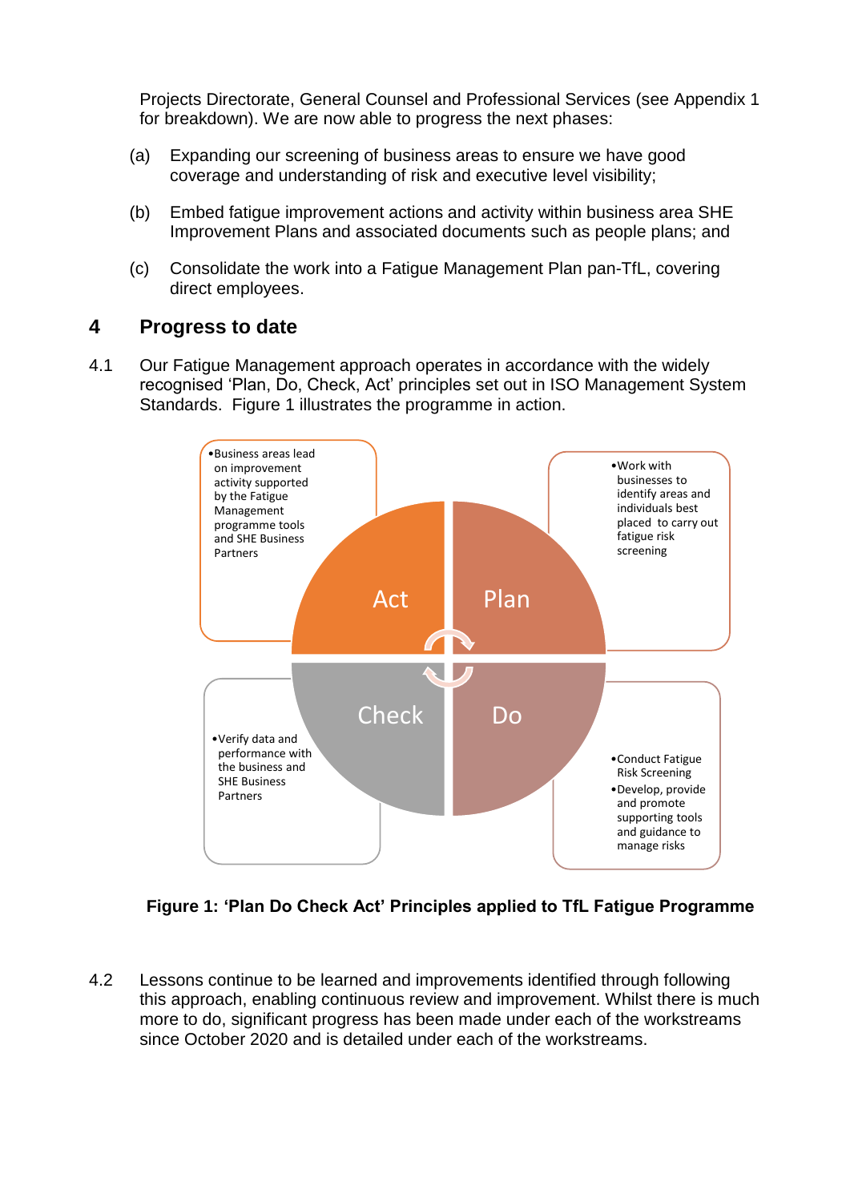Projects Directorate, General Counsel and Professional Services (see Appendix 1 for breakdown). We are now able to progress the next phases:

(a) Expanding our screening of business areas to ensure we have good coverage and understanding of risk and executive level visibility;

(b) Embed fatigue improvement actions and activity within business area SHE Improvement Plans and associated documents such as people plans; and

(c) Consolidate the work into a Fatigue Management Plan pan-TfL, covering direct employees.

## 4 Progress to date

4.1 Our Fatigue Management approach operates in accordance with the widely recognised 'Plan, Do, Check, Act' principles set out in ISO Management System Standards. Figure 1 illustrates the programme in action.

- **Act**: Business areas lead on improvement activity supported by the Fatigue Management programme tools and SHE Business Partners
- **Plan**: Work with businesses to identify areas and individuals best placed to carry out fatigue risk screening
- **Check**: Verify data and performance with the business and SHE Business Partners
- **Do**: Conduct Fatigue Risk Screening; Develop, provide and promote supporting tools and guidance to manage risks

**Figure 1: 'Plan Do Check Act' Principles applied to TfL Fatigue Programme**

4.2 Lessons continue to be learned and improvements identified through following this approach, enabling continuous review and improvement. Whilst there is much more to do, significant progress has been made under each of the workstreams since October 2020 and is detailed under each of the workstreams.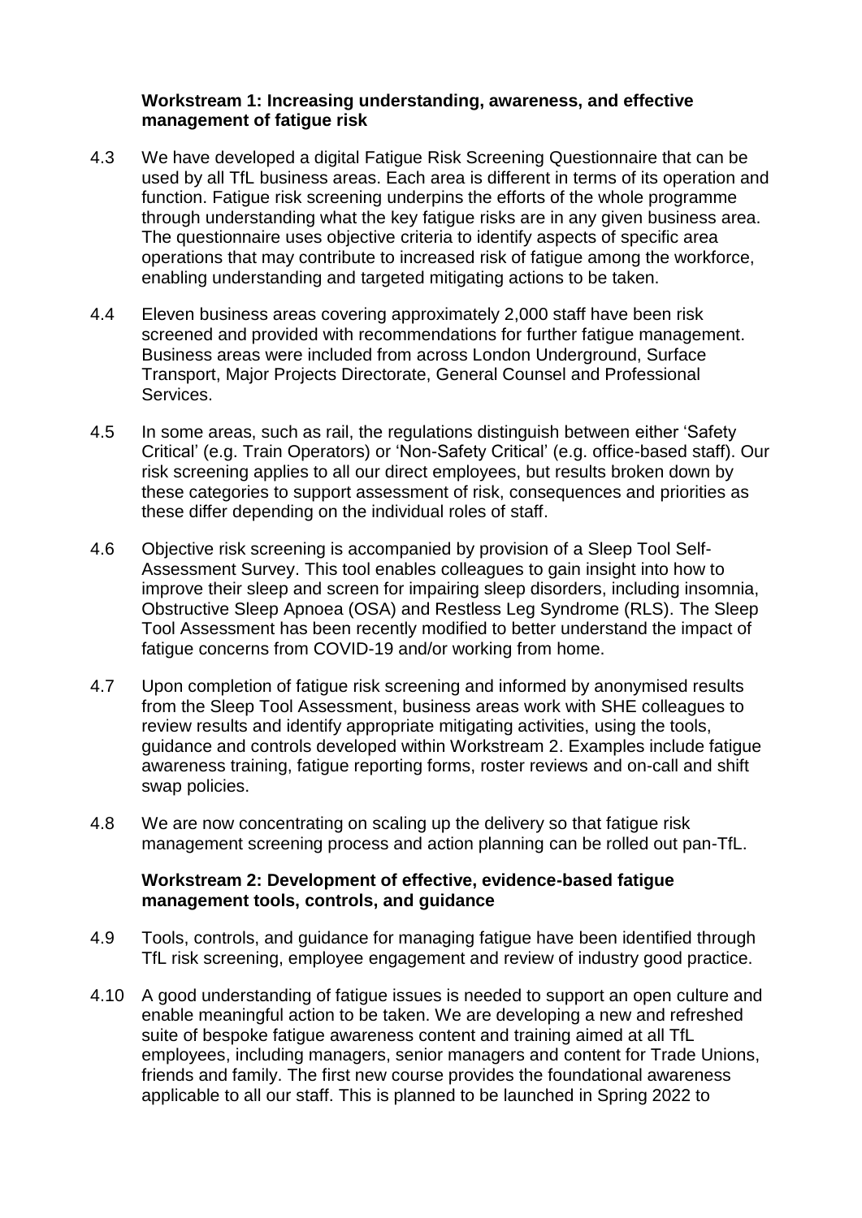**Workstream 1: Increasing understanding, awareness, and effective management of fatigue risk**

4.3 We have developed a digital Fatigue Risk Screening Questionnaire that can be used by all TfL business areas. Each area is different in terms of its operation and function. Fatigue risk screening underpins the efforts of the whole programme through understanding what the key fatigue risks are in any given business area. The questionnaire uses objective criteria to identify aspects of specific area operations that may contribute to increased risk of fatigue among the workforce, enabling understanding and targeted mitigating actions to be taken.

4.4 Eleven business areas covering approximately 2,000 staff have been risk screened and provided with recommendations for further fatigue management. Business areas were included from across London Underground, Surface Transport, Major Projects Directorate, General Counsel and Professional Services.

4.5 In some areas, such as rail, the regulations distinguish between either 'Safety Critical' (e.g. Train Operators) or 'Non-Safety Critical' (e.g. office-based staff). Our risk screening applies to all our direct employees, but results broken down by these categories to support assessment of risk, consequences and priorities as these differ depending on the individual roles of staff.

4.6 Objective risk screening is accompanied by provision of a Sleep Tool Self-Assessment Survey. This tool enables colleagues to gain insight into how to improve their sleep and screen for impairing sleep disorders, including insomnia, Obstructive Sleep Apnoea (OSA) and Restless Leg Syndrome (RLS). The Sleep Tool Assessment has been recently modified to better understand the impact of fatigue concerns from COVID-19 and/or working from home.

4.7 Upon completion of fatigue risk screening and informed by anonymised results from the Sleep Tool Assessment, business areas work with SHE colleagues to review results and identify appropriate mitigating activities, using the tools, guidance and controls developed within Workstream 2. Examples include fatigue awareness training, fatigue reporting forms, roster reviews and on-call and shift swap policies.

4.8 We are now concentrating on scaling up the delivery so that fatigue risk management screening process and action planning can be rolled out pan-TfL.

**Workstream 2: Development of effective, evidence-based fatigue management tools, controls, and guidance**

4.9 Tools, controls, and guidance for managing fatigue have been identified through TfL risk screening, employee engagement and review of industry good practice.

4.10 A good understanding of fatigue issues is needed to support an open culture and enable meaningful action to be taken. We are developing a new and refreshed suite of bespoke fatigue awareness content and training aimed at all TfL employees, including managers, senior managers and content for Trade Unions, friends and family. The first new course provides the foundational awareness applicable to all our staff. This is planned to be launched in Spring 2022 to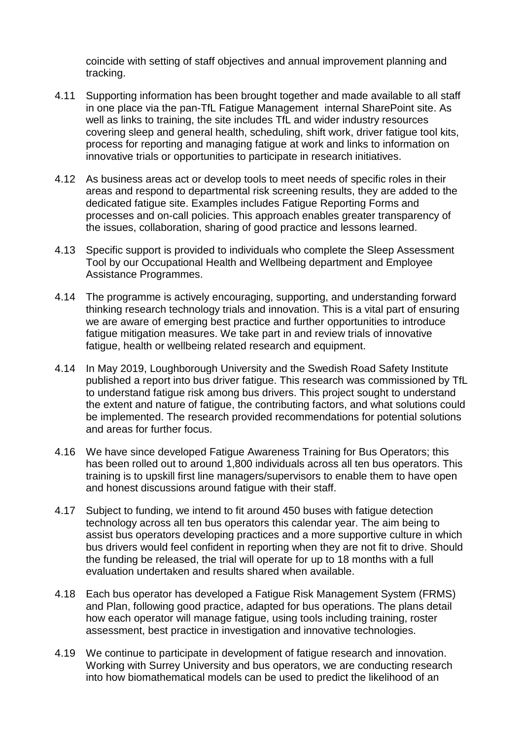coincide with setting of staff objectives and annual improvement planning and tracking.

4.11 Supporting information has been brought together and made available to all staff in one place via the pan-TfL Fatigue Management internal SharePoint site. As well as links to training, the site includes TfL and wider industry resources covering sleep and general health, scheduling, shift work, driver fatigue tool kits, process for reporting and managing fatigue at work and links to information on innovative trials or opportunities to participate in research initiatives.

4.12 As business areas act or develop tools to meet needs of specific roles in their areas and respond to departmental risk screening results, they are added to the dedicated fatigue site. Examples includes Fatigue Reporting Forms and processes and on-call policies. This approach enables greater transparency of the issues, collaboration, sharing of good practice and lessons learned.

4.13 Specific support is provided to individuals who complete the Sleep Assessment Tool by our Occupational Health and Wellbeing department and Employee Assistance Programmes.

4.14 The programme is actively encouraging, supporting, and understanding forward thinking research technology trials and innovation. This is a vital part of ensuring we are aware of emerging best practice and further opportunities to introduce fatigue mitigation measures. We take part in and review trials of innovative fatigue, health or wellbeing related research and equipment.

4.14 In May 2019, Loughborough University and the Swedish Road Safety Institute published a report into bus driver fatigue. This research was commissioned by TfL to understand fatigue risk among bus drivers. This project sought to understand the extent and nature of fatigue, the contributing factors, and what solutions could be implemented. The research provided recommendations for potential solutions and areas for further focus.

4.16 We have since developed Fatigue Awareness Training for Bus Operators; this has been rolled out to around 1,800 individuals across all ten bus operators. This training is to upskill first line managers/supervisors to enable them to have open and honest discussions around fatigue with their staff.

4.17 Subject to funding, we intend to fit around 450 buses with fatigue detection technology across all ten bus operators this calendar year. The aim being to assist bus operators developing practices and a more supportive culture in which bus drivers would feel confident in reporting when they are not fit to drive. Should the funding be released, the trial will operate for up to 18 months with a full evaluation undertaken and results shared when available.

4.18 Each bus operator has developed a Fatigue Risk Management System (FRMS) and Plan, following good practice, adapted for bus operations. The plans detail how each operator will manage fatigue, using tools including training, roster assessment, best practice in investigation and innovative technologies.

4.19 We continue to participate in development of fatigue research and innovation. Working with Surrey University and bus operators, we are conducting research into how biomathematical models can be used to predict the likelihood of an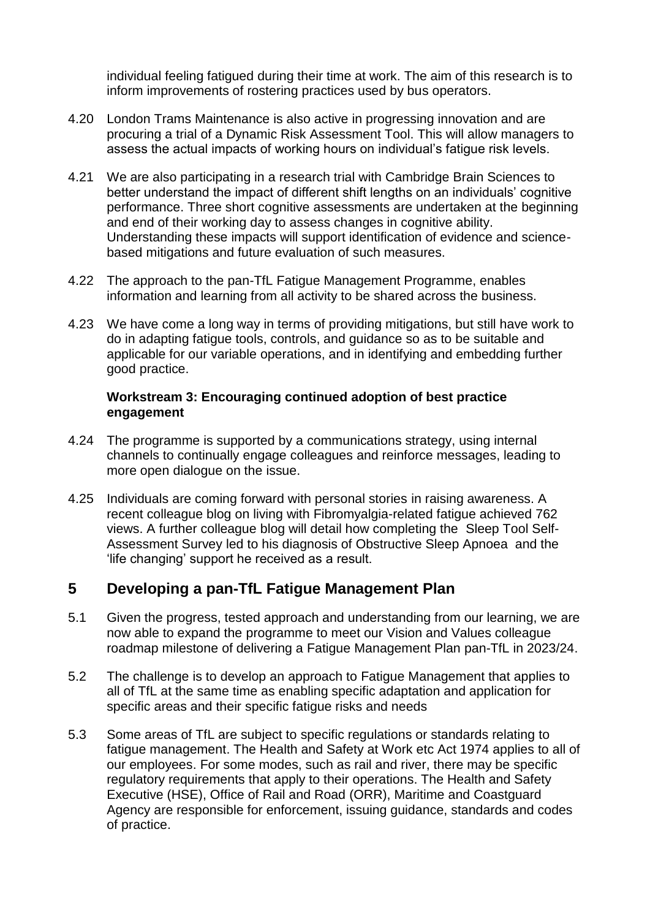individual feeling fatigued during their time at work. The aim of this research is to inform improvements of rostering practices used by bus operators.

4.20 London Trams Maintenance is also active in progressing innovation and are procuring a trial of a Dynamic Risk Assessment Tool. This will allow managers to assess the actual impacts of working hours on individual's fatigue risk levels.

4.21 We are also participating in a research trial with Cambridge Brain Sciences to better understand the impact of different shift lengths on an individuals' cognitive performance. Three short cognitive assessments are undertaken at the beginning and end of their working day to assess changes in cognitive ability. Understanding these impacts will support identification of evidence and science-based mitigations and future evaluation of such measures.

4.22 The approach to the pan-TfL Fatigue Management Programme, enables information and learning from all activity to be shared across the business.

4.23 We have come a long way in terms of providing mitigations, but still have work to do in adapting fatigue tools, controls, and guidance so as to be suitable and applicable for our variable operations, and in identifying and embedding further good practice.

**Workstream 3: Encouraging continued adoption of best practice engagement**

4.24 The programme is supported by a communications strategy, using internal channels to continually engage colleagues and reinforce messages, leading to more open dialogue on the issue.

4.25 Individuals are coming forward with personal stories in raising awareness. A recent colleague blog on living with Fibromyalgia-related fatigue achieved 762 views. A further colleague blog will detail how completing the Sleep Tool Self-Assessment Survey led to his diagnosis of Obstructive Sleep Apnoea and the 'life changing' support he received as a result.

## 5 Developing a pan-TfL Fatigue Management Plan

5.1 Given the progress, tested approach and understanding from our learning, we are now able to expand the programme to meet our Vision and Values colleague roadmap milestone of delivering a Fatigue Management Plan pan-TfL in 2023/24.

5.2 The challenge is to develop an approach to Fatigue Management that applies to all of TfL at the same time as enabling specific adaptation and application for specific areas and their specific fatigue risks and needs

5.3 Some areas of TfL are subject to specific regulations or standards relating to fatigue management. The Health and Safety at Work etc Act 1974 applies to all of our employees. For some modes, such as rail and river, there may be specific regulatory requirements that apply to their operations. The Health and Safety Executive (HSE), Office of Rail and Road (ORR), Maritime and Coastguard Agency are responsible for enforcement, issuing guidance, standards and codes of practice.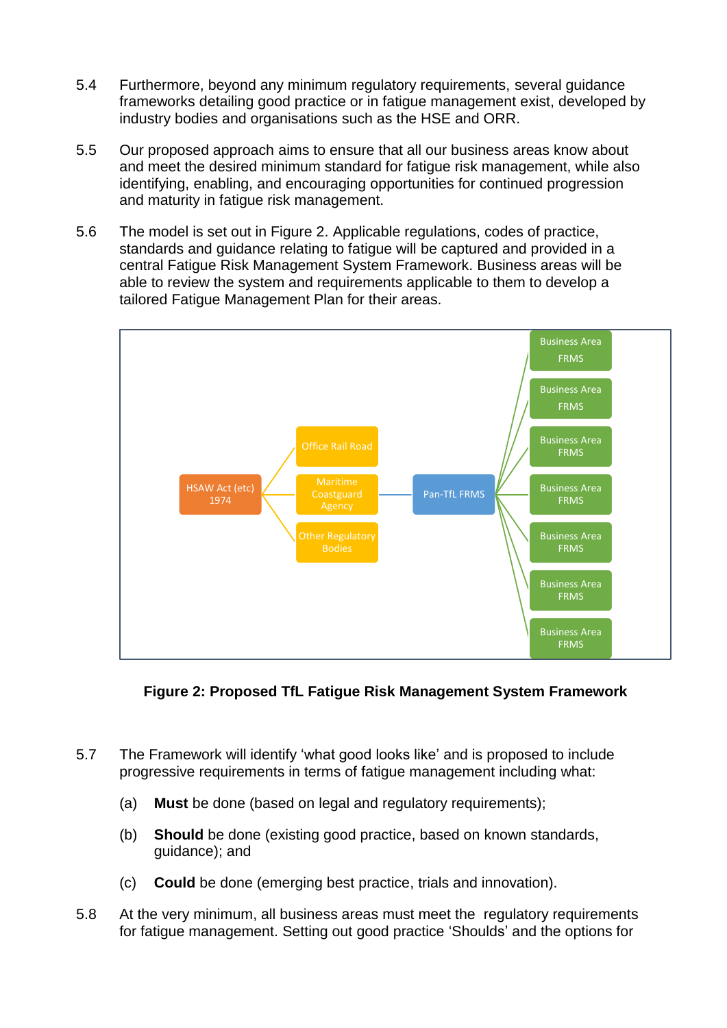5.4 Furthermore, beyond any minimum regulatory requirements, several guidance frameworks detailing good practice or in fatigue management exist, developed by industry bodies and organisations such as the HSE and ORR.

5.5 Our proposed approach aims to ensure that all our business areas know about and meet the desired minimum standard for fatigue risk management, while also identifying, enabling, and encouraging opportunities for continued progression and maturity in fatigue risk management.

5.6 The model is set out in Figure 2. Applicable regulations, codes of practice, standards and guidance relating to fatigue will be captured and provided in a central Fatigue Risk Management System Framework. Business areas will be able to review the system and requirements applicable to them to develop a tailored Fatigue Management Plan for their areas.

HSAW Act (etc) 1974 → Office Rail Road; Maritime Coastguard Agency; Other Regulatory Bodies → Pan-TfL FRMS → Business Area FRMS (×7)

**Figure 2: Proposed TfL Fatigue Risk Management System Framework**

5.7 The Framework will identify 'what good looks like' and is proposed to include progressive requirements in terms of fatigue management including what:

(a) **Must** be done (based on legal and regulatory requirements);

(b) **Should** be done (existing good practice, based on known standards, guidance); and

(c) **Could** be done (emerging best practice, trials and innovation).

5.8 At the very minimum, all business areas must meet the regulatory requirements for fatigue management. Setting out good practice 'Shoulds' and the options for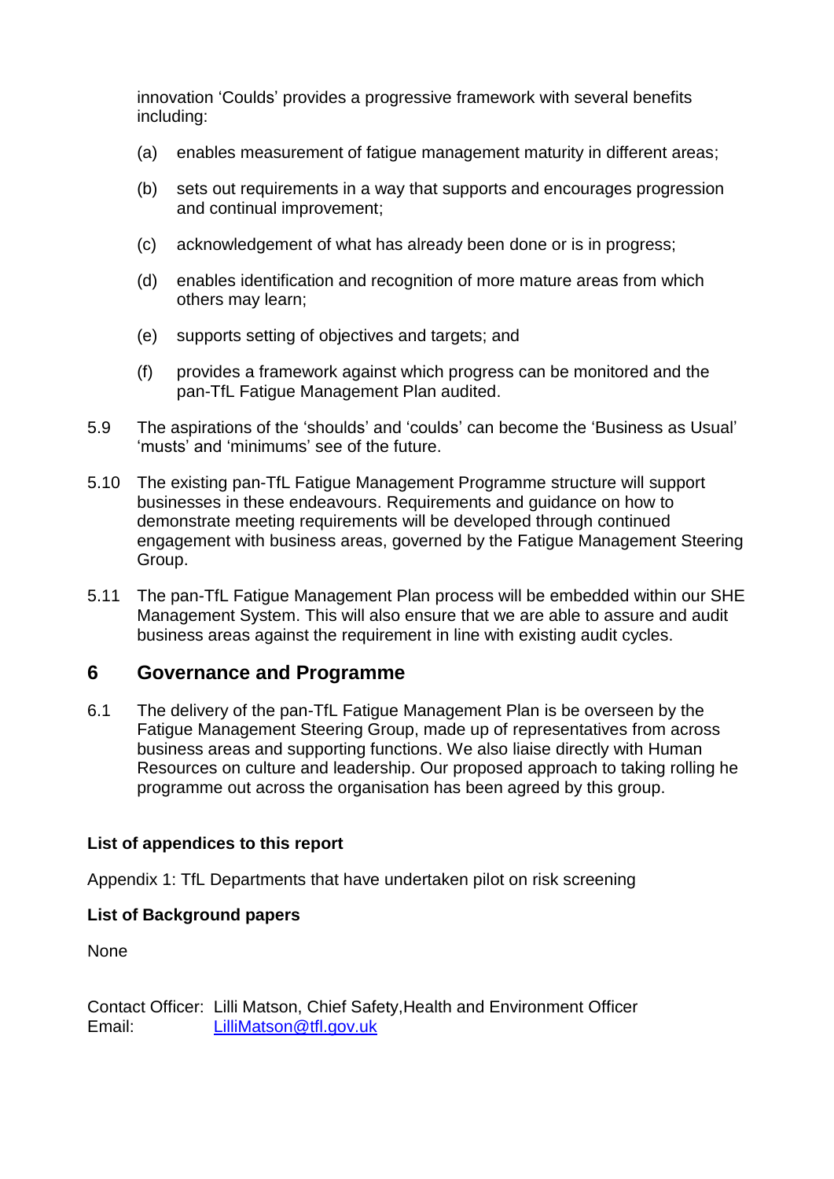innovation 'Coulds' provides a progressive framework with several benefits including:

(a) enables measurement of fatigue management maturity in different areas;

(b) sets out requirements in a way that supports and encourages progression and continual improvement;

(c) acknowledgement of what has already been done or is in progress;

(d) enables identification and recognition of more mature areas from which others may learn;

(e) supports setting of objectives and targets; and

(f) provides a framework against which progress can be monitored and the pan-TfL Fatigue Management Plan audited.

5.9 The aspirations of the 'shoulds' and 'coulds' can become the 'Business as Usual' 'musts' and 'minimums' see of the future.

5.10 The existing pan-TfL Fatigue Management Programme structure will support businesses in these endeavours. Requirements and guidance on how to demonstrate meeting requirements will be developed through continued engagement with business areas, governed by the Fatigue Management Steering Group.

5.11 The pan-TfL Fatigue Management Plan process will be embedded within our SHE Management System. This will also ensure that we are able to assure and audit business areas against the requirement in line with existing audit cycles.

## 6 Governance and Programme

6.1 The delivery of the pan-TfL Fatigue Management Plan is be overseen by the Fatigue Management Steering Group, made up of representatives from across business areas and supporting functions. We also liaise directly with Human Resources on culture and leadership. Our proposed approach to taking rolling he programme out across the organisation has been agreed by this group.

**List of appendices to this report**

Appendix 1: TfL Departments that have undertaken pilot on risk screening

**List of Background papers**

None

Contact Officer: Lilli Matson, Chief Safety,Health and Environment Officer
Email: LilliMatson@tfl.gov.uk